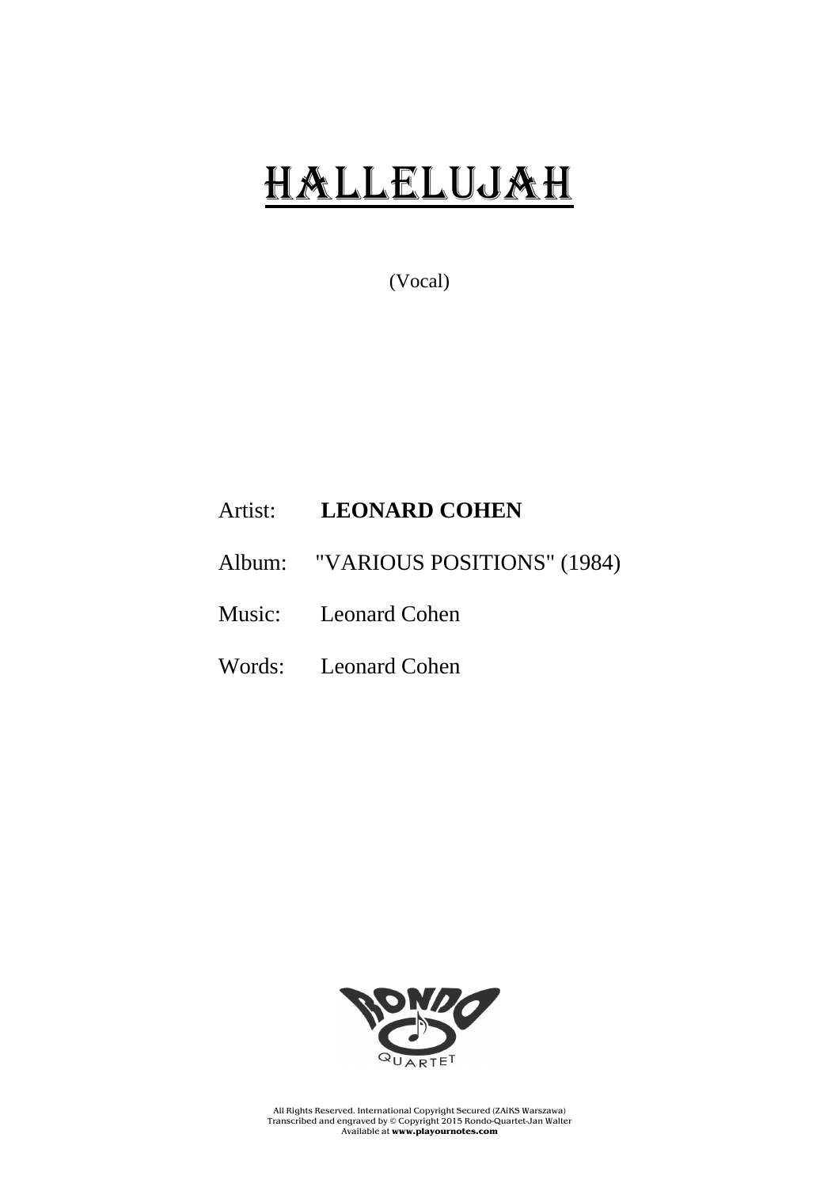# HALLELUJAH

(Vocal)

Artist: **LEONARD COHEN**

Album: "VARIOUS POSITIONS" (1984)

Music: Leonard Cohen

Words: Leonard Cohen

All Rights Reserved. International Copyright Secured (ZAiKS Warszawa)
Transcribed and engraved by © Copyright 2015 Rondo-Quartet-Jan Walter
Available at **www.playournotes.com**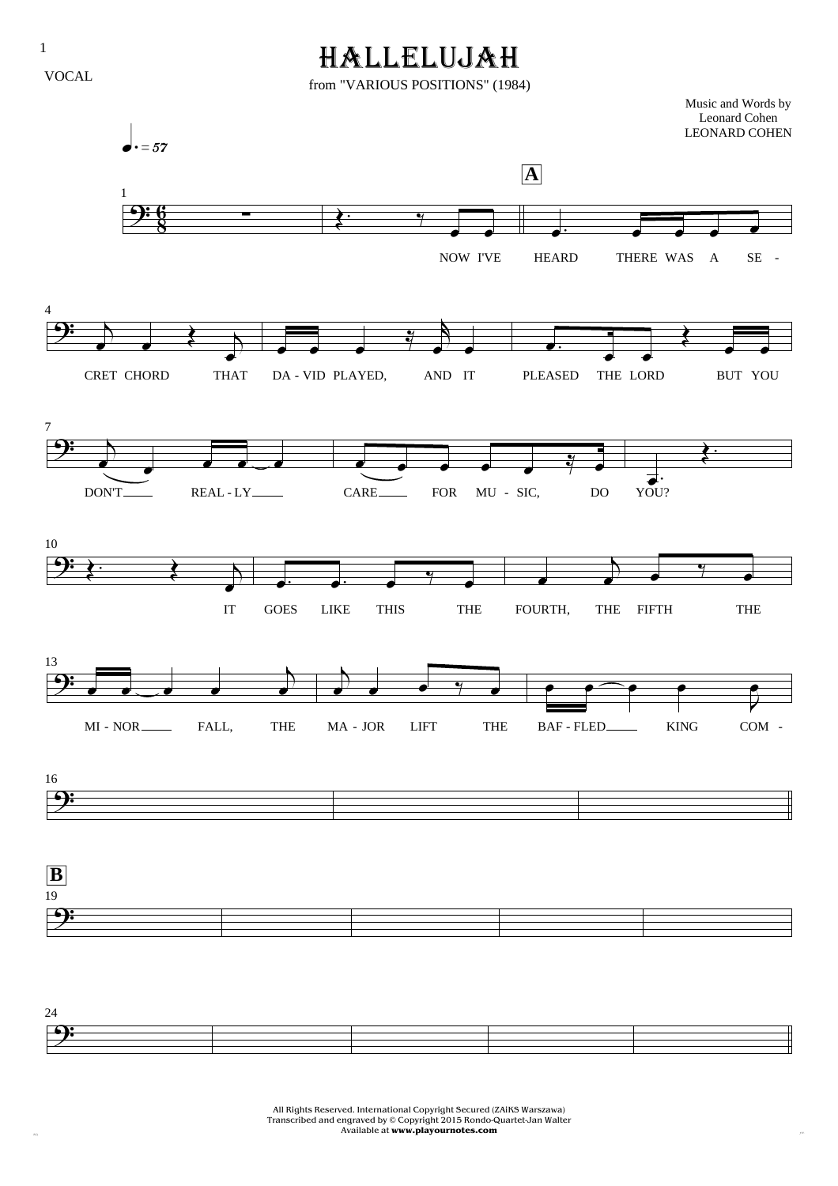# HALLELUJAH

from "VARIOUS POSITIONS" (1984)

VOCAL

Music and Words by
Leonard Cohen
LEONARD COHEN

♩. = 57

**A**

NOW I'VE HEARD THERE WAS A SE - CRET CHORD THAT DA - VID PLAYED, AND IT PLEASED THE LORD BUT YOU DON'T REAL - LY CARE FOR MU - SIC, DO YOU?

IT GOES LIKE THIS THE FOURTH, THE FIFTH THE MI - NOR FALL, THE MA - JOR LIFT THE BAF - FLED KING COM -

**B**

All Rights Reserved. International Copyright Secured (ZAiKS Warszawa)
Transcribed and engraved by © Copyright 2015 Rondo-Quartet-Jan Walter
Available at **www.playournotes.com**